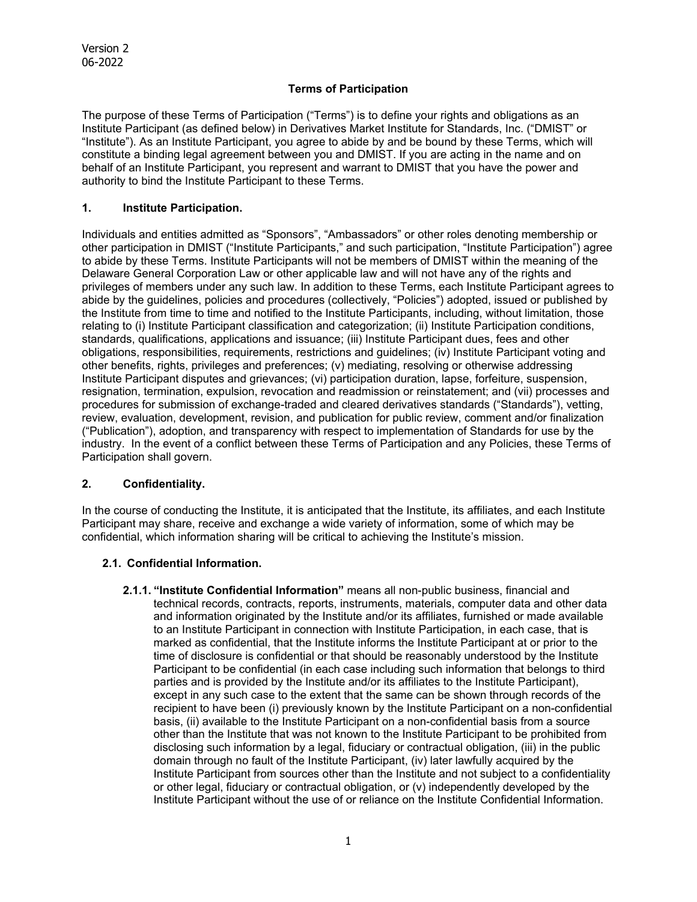Version 2
06-2022

# Terms of Participation

The purpose of these Terms of Participation ("Terms") is to define your rights and obligations as an Institute Participant (as defined below) in Derivatives Market Institute for Standards, Inc. ("DMIST" or "Institute"). As an Institute Participant, you agree to abide by and be bound by these Terms, which will constitute a binding legal agreement between you and DMIST. If you are acting in the name and on behalf of an Institute Participant, you represent and warrant to DMIST that you have the power and authority to bind the Institute Participant to these Terms.

## 1. Institute Participation.

Individuals and entities admitted as "Sponsors", "Ambassadors" or other roles denoting membership or other participation in DMIST ("Institute Participants," and such participation, "Institute Participation") agree to abide by these Terms. Institute Participants will not be members of DMIST within the meaning of the Delaware General Corporation Law or other applicable law and will not have any of the rights and privileges of members under any such law. In addition to these Terms, each Institute Participant agrees to abide by the guidelines, policies and procedures (collectively, "Policies") adopted, issued or published by the Institute from time to time and notified to the Institute Participants, including, without limitation, those relating to (i) Institute Participant classification and categorization; (ii) Institute Participation conditions, standards, qualifications, applications and issuance; (iii) Institute Participant dues, fees and other obligations, responsibilities, requirements, restrictions and guidelines; (iv) Institute Participant voting and other benefits, rights, privileges and preferences; (v) mediating, resolving or otherwise addressing Institute Participant disputes and grievances; (vi) participation duration, lapse, forfeiture, suspension, resignation, termination, expulsion, revocation and readmission or reinstatement; and (vii) processes and procedures for submission of exchange-traded and cleared derivatives standards ("Standards"), vetting, review, evaluation, development, revision, and publication for public review, comment and/or finalization ("Publication"), adoption, and transparency with respect to implementation of Standards for use by the industry. In the event of a conflict between these Terms of Participation and any Policies, these Terms of Participation shall govern.

## 2. Confidentiality.

In the course of conducting the Institute, it is anticipated that the Institute, its affiliates, and each Institute Participant may share, receive and exchange a wide variety of information, some of which may be confidential, which information sharing will be critical to achieving the Institute's mission.

### 2.1. Confidential Information.

**2.1.1. "Institute Confidential Information"** means all non-public business, financial and technical records, contracts, reports, instruments, materials, computer data and other data and information originated by the Institute and/or its affiliates, furnished or made available to an Institute Participant in connection with Institute Participation, in each case, that is marked as confidential, that the Institute informs the Institute Participant at or prior to the time of disclosure is confidential or that should be reasonably understood by the Institute Participant to be confidential (in each case including such information that belongs to third parties and is provided by the Institute and/or its affiliates to the Institute Participant), except in any such case to the extent that the same can be shown through records of the recipient to have been (i) previously known by the Institute Participant on a non-confidential basis, (ii) available to the Institute Participant on a non-confidential basis from a source other than the Institute that was not known to the Institute Participant to be prohibited from disclosing such information by a legal, fiduciary or contractual obligation, (iii) in the public domain through no fault of the Institute Participant, (iv) later lawfully acquired by the Institute Participant from sources other than the Institute and not subject to a confidentiality or other legal, fiduciary or contractual obligation, or (v) independently developed by the Institute Participant without the use of or reliance on the Institute Confidential Information.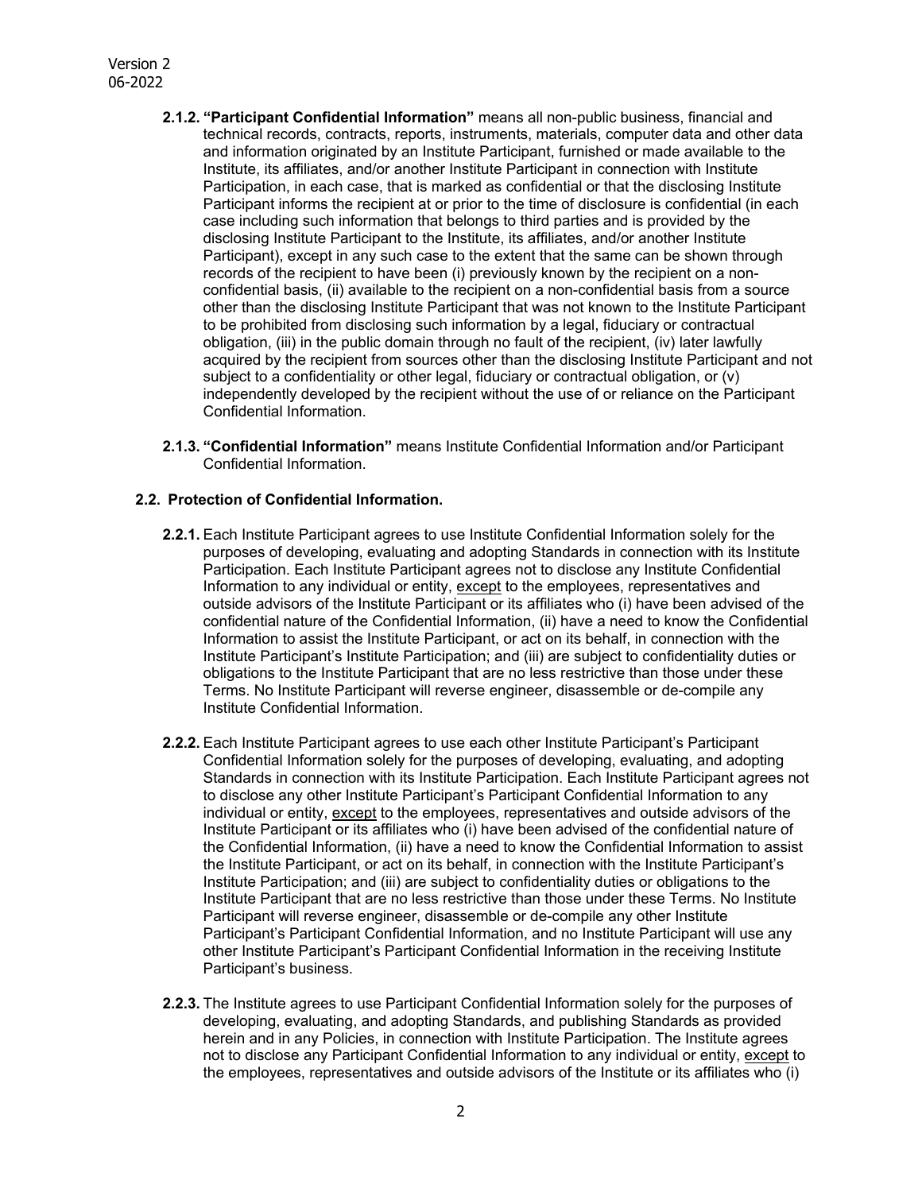**2.1.2. "Participant Confidential Information"** means all non-public business, financial and technical records, contracts, reports, instruments, materials, computer data and other data and information originated by an Institute Participant, furnished or made available to the Institute, its affiliates, and/or another Institute Participant in connection with Institute Participation, in each case, that is marked as confidential or that the disclosing Institute Participant informs the recipient at or prior to the time of disclosure is confidential (in each case including such information that belongs to third parties and is provided by the disclosing Institute Participant to the Institute, its affiliates, and/or another Institute Participant), except in any such case to the extent that the same can be shown through records of the recipient to have been (i) previously known by the recipient on a non-confidential basis, (ii) available to the recipient on a non-confidential basis from a source other than the disclosing Institute Participant that was not known to the Institute Participant to be prohibited from disclosing such information by a legal, fiduciary or contractual obligation, (iii) in the public domain through no fault of the recipient, (iv) later lawfully acquired by the recipient from sources other than the disclosing Institute Participant and not subject to a confidentiality or other legal, fiduciary or contractual obligation, or (v) independently developed by the recipient without the use of or reliance on the Participant Confidential Information.

**2.1.3. "Confidential Information"** means Institute Confidential Information and/or Participant Confidential Information.

**2.2. Protection of Confidential Information.**

**2.2.1.** Each Institute Participant agrees to use Institute Confidential Information solely for the purposes of developing, evaluating and adopting Standards in connection with its Institute Participation. Each Institute Participant agrees not to disclose any Institute Confidential Information to any individual or entity, except to the employees, representatives and outside advisors of the Institute Participant or its affiliates who (i) have been advised of the confidential nature of the Confidential Information, (ii) have a need to know the Confidential Information to assist the Institute Participant, or act on its behalf, in connection with the Institute Participant's Institute Participation; and (iii) are subject to confidentiality duties or obligations to the Institute Participant that are no less restrictive than those under these Terms. No Institute Participant will reverse engineer, disassemble or de-compile any Institute Confidential Information.

**2.2.2.** Each Institute Participant agrees to use each other Institute Participant's Participant Confidential Information solely for the purposes of developing, evaluating, and adopting Standards in connection with its Institute Participation. Each Institute Participant agrees not to disclose any other Institute Participant's Participant Confidential Information to any individual or entity, except to the employees, representatives and outside advisors of the Institute Participant or its affiliates who (i) have been advised of the confidential nature of the Confidential Information, (ii) have a need to know the Confidential Information to assist the Institute Participant, or act on its behalf, in connection with the Institute Participant's Institute Participation; and (iii) are subject to confidentiality duties or obligations to the Institute Participant that are no less restrictive than those under these Terms. No Institute Participant will reverse engineer, disassemble or de-compile any other Institute Participant's Participant Confidential Information, and no Institute Participant will use any other Institute Participant's Participant Confidential Information in the receiving Institute Participant's business.

**2.2.3.** The Institute agrees to use Participant Confidential Information solely for the purposes of developing, evaluating, and adopting Standards, and publishing Standards as provided herein and in any Policies, in connection with Institute Participation. The Institute agrees not to disclose any Participant Confidential Information to any individual or entity, except to the employees, representatives and outside advisors of the Institute or its affiliates who (i)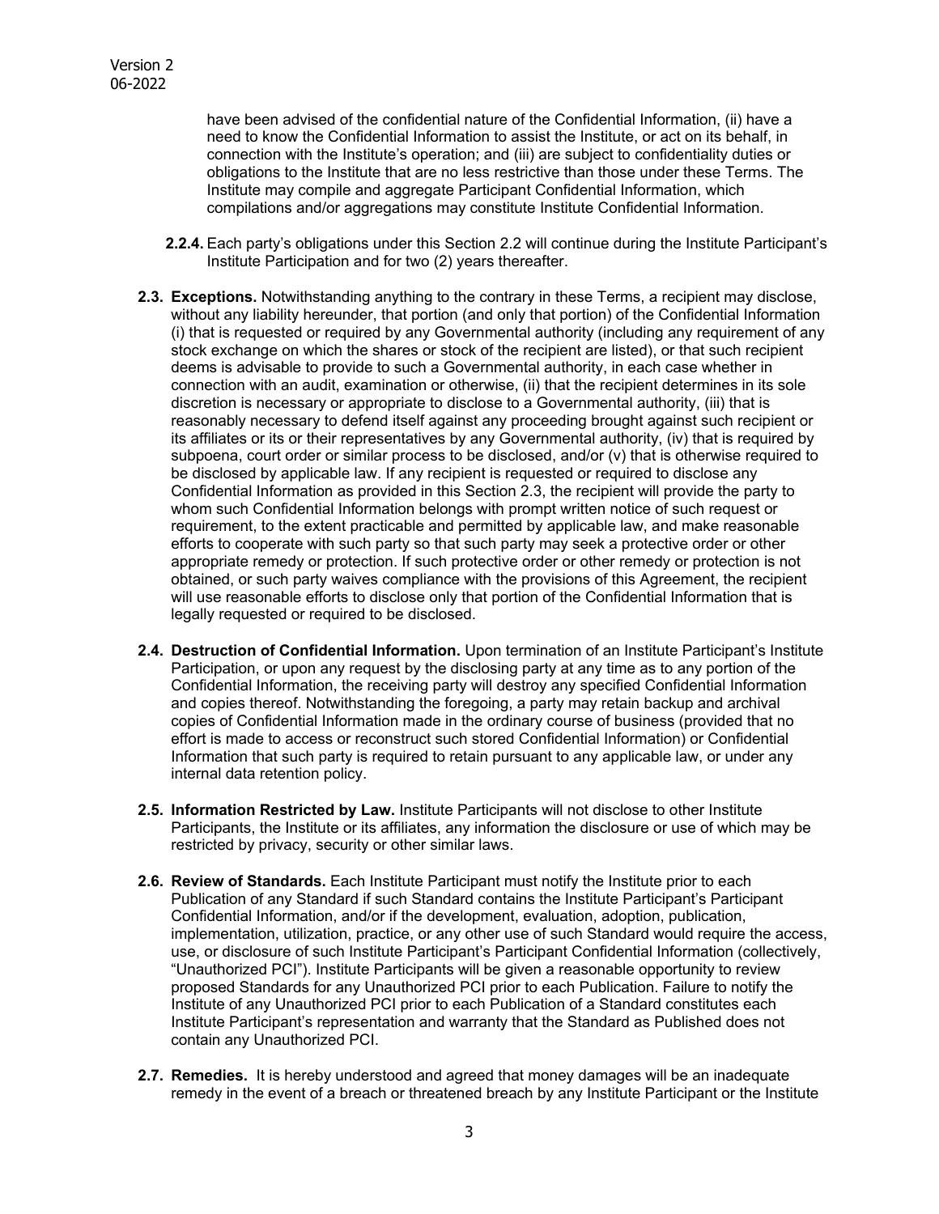have been advised of the confidential nature of the Confidential Information, (ii) have a need to know the Confidential Information to assist the Institute, or act on its behalf, in connection with the Institute's operation; and (iii) are subject to confidentiality duties or obligations to the Institute that are no less restrictive than those under these Terms. The Institute may compile and aggregate Participant Confidential Information, which compilations and/or aggregations may constitute Institute Confidential Information.

**2.2.4.** Each party's obligations under this Section 2.2 will continue during the Institute Participant's Institute Participation and for two (2) years thereafter.

**2.3. Exceptions.** Notwithstanding anything to the contrary in these Terms, a recipient may disclose, without any liability hereunder, that portion (and only that portion) of the Confidential Information (i) that is requested or required by any Governmental authority (including any requirement of any stock exchange on which the shares or stock of the recipient are listed), or that such recipient deems is advisable to provide to such a Governmental authority, in each case whether in connection with an audit, examination or otherwise, (ii) that the recipient determines in its sole discretion is necessary or appropriate to disclose to a Governmental authority, (iii) that is reasonably necessary to defend itself against any proceeding brought against such recipient or its affiliates or its or their representatives by any Governmental authority, (iv) that is required by subpoena, court order or similar process to be disclosed, and/or (v) that is otherwise required to be disclosed by applicable law. If any recipient is requested or required to disclose any Confidential Information as provided in this Section 2.3, the recipient will provide the party to whom such Confidential Information belongs with prompt written notice of such request or requirement, to the extent practicable and permitted by applicable law, and make reasonable efforts to cooperate with such party so that such party may seek a protective order or other appropriate remedy or protection. If such protective order or other remedy or protection is not obtained, or such party waives compliance with the provisions of this Agreement, the recipient will use reasonable efforts to disclose only that portion of the Confidential Information that is legally requested or required to be disclosed.

**2.4. Destruction of Confidential Information.** Upon termination of an Institute Participant's Institute Participation, or upon any request by the disclosing party at any time as to any portion of the Confidential Information, the receiving party will destroy any specified Confidential Information and copies thereof. Notwithstanding the foregoing, a party may retain backup and archival copies of Confidential Information made in the ordinary course of business (provided that no effort is made to access or reconstruct such stored Confidential Information) or Confidential Information that such party is required to retain pursuant to any applicable law, or under any internal data retention policy.

**2.5. Information Restricted by Law.** Institute Participants will not disclose to other Institute Participants, the Institute or its affiliates, any information the disclosure or use of which may be restricted by privacy, security or other similar laws.

**2.6. Review of Standards.** Each Institute Participant must notify the Institute prior to each Publication of any Standard if such Standard contains the Institute Participant's Participant Confidential Information, and/or if the development, evaluation, adoption, publication, implementation, utilization, practice, or any other use of such Standard would require the access, use, or disclosure of such Institute Participant's Participant Confidential Information (collectively, "Unauthorized PCI"). Institute Participants will be given a reasonable opportunity to review proposed Standards for any Unauthorized PCI prior to each Publication. Failure to notify the Institute of any Unauthorized PCI prior to each Publication of a Standard constitutes each Institute Participant's representation and warranty that the Standard as Published does not contain any Unauthorized PCI.

**2.7. Remedies.** It is hereby understood and agreed that money damages will be an inadequate remedy in the event of a breach or threatened breach by any Institute Participant or the Institute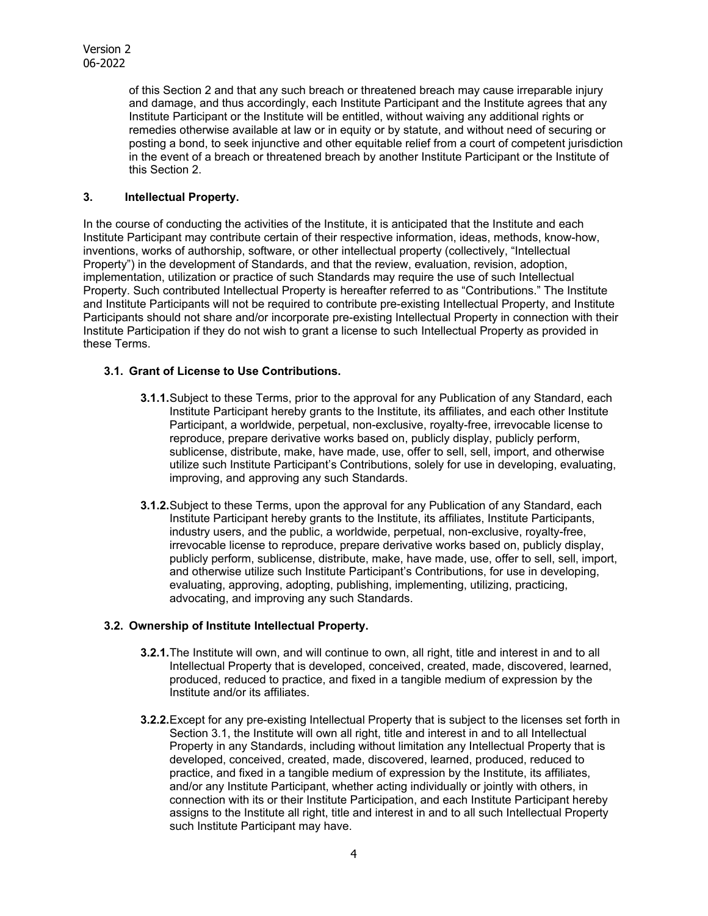of this Section 2 and that any such breach or threatened breach may cause irreparable injury and damage, and thus accordingly, each Institute Participant and the Institute agrees that any Institute Participant or the Institute will be entitled, without waiving any additional rights or remedies otherwise available at law or in equity or by statute, and without need of securing or posting a bond, to seek injunctive and other equitable relief from a court of competent jurisdiction in the event of a breach or threatened breach by another Institute Participant or the Institute of this Section 2.

## 3. Intellectual Property.

In the course of conducting the activities of the Institute, it is anticipated that the Institute and each Institute Participant may contribute certain of their respective information, ideas, methods, know-how, inventions, works of authorship, software, or other intellectual property (collectively, "Intellectual Property") in the development of Standards, and that the review, evaluation, revision, adoption, implementation, utilization or practice of such Standards may require the use of such Intellectual Property. Such contributed Intellectual Property is hereafter referred to as "Contributions." The Institute and Institute Participants will not be required to contribute pre-existing Intellectual Property, and Institute Participants should not share and/or incorporate pre-existing Intellectual Property in connection with their Institute Participation if they do not wish to grant a license to such Intellectual Property as provided in these Terms.

### 3.1. Grant of License to Use Contributions.

**3.1.1.** Subject to these Terms, prior to the approval for any Publication of any Standard, each Institute Participant hereby grants to the Institute, its affiliates, and each other Institute Participant, a worldwide, perpetual, non-exclusive, royalty-free, irrevocable license to reproduce, prepare derivative works based on, publicly display, publicly perform, sublicense, distribute, make, have made, use, offer to sell, sell, import, and otherwise utilize such Institute Participant's Contributions, solely for use in developing, evaluating, improving, and approving any such Standards.

**3.1.2.** Subject to these Terms, upon the approval for any Publication of any Standard, each Institute Participant hereby grants to the Institute, its affiliates, Institute Participants, industry users, and the public, a worldwide, perpetual, non-exclusive, royalty-free, irrevocable license to reproduce, prepare derivative works based on, publicly display, publicly perform, sublicense, distribute, make, have made, use, offer to sell, sell, import, and otherwise utilize such Institute Participant's Contributions, for use in developing, evaluating, approving, adopting, publishing, implementing, utilizing, practicing, advocating, and improving any such Standards.

### 3.2. Ownership of Institute Intellectual Property.

**3.2.1.** The Institute will own, and will continue to own, all right, title and interest in and to all Intellectual Property that is developed, conceived, created, made, discovered, learned, produced, reduced to practice, and fixed in a tangible medium of expression by the Institute and/or its affiliates.

**3.2.2.** Except for any pre-existing Intellectual Property that is subject to the licenses set forth in Section 3.1, the Institute will own all right, title and interest in and to all Intellectual Property in any Standards, including without limitation any Intellectual Property that is developed, conceived, created, made, discovered, learned, produced, reduced to practice, and fixed in a tangible medium of expression by the Institute, its affiliates, and/or any Institute Participant, whether acting individually or jointly with others, in connection with its or their Institute Participation, and each Institute Participant hereby assigns to the Institute all right, title and interest in and to all such Intellectual Property such Institute Participant may have.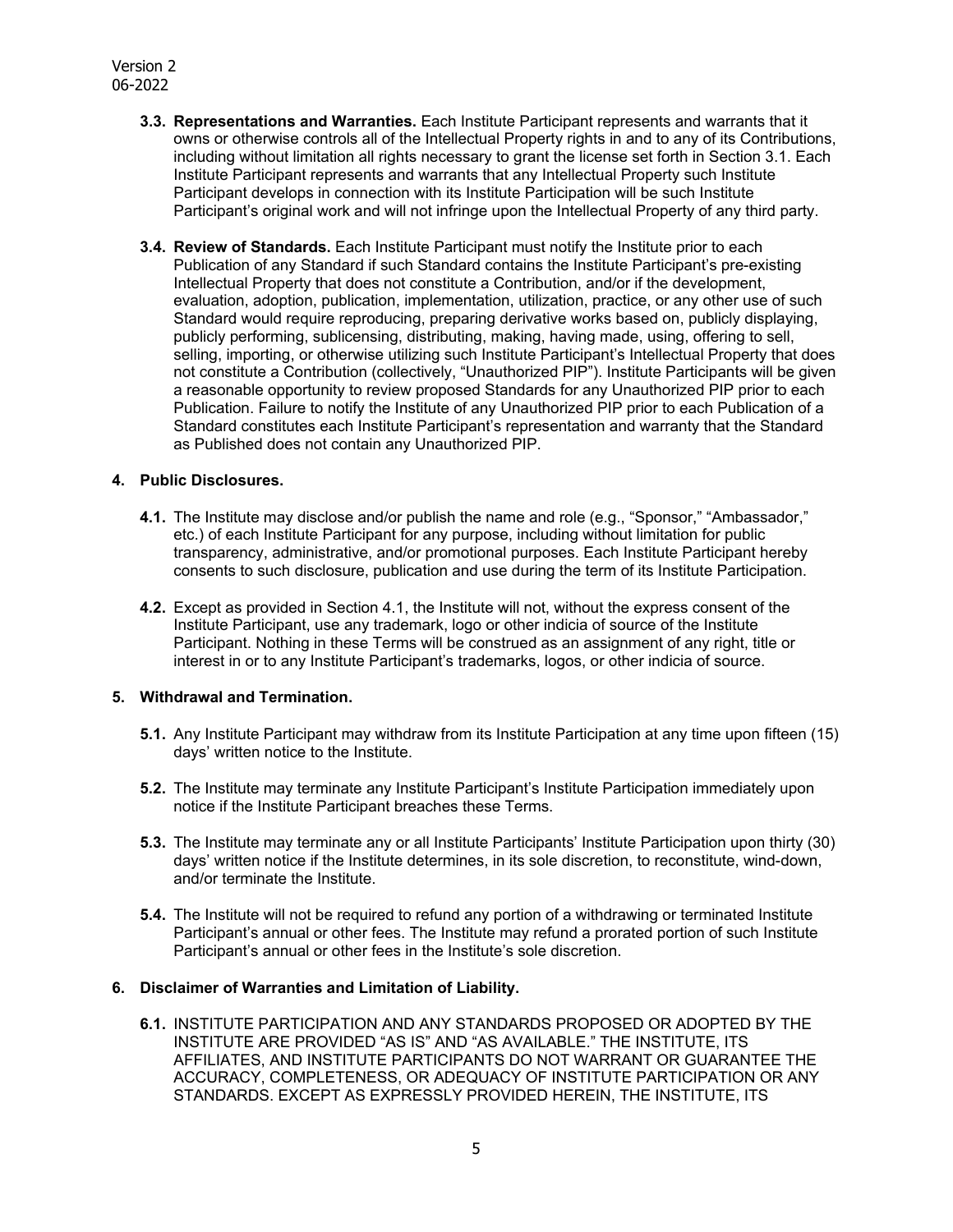- **3.3. Representations and Warranties.** Each Institute Participant represents and warrants that it owns or otherwise controls all of the Intellectual Property rights in and to any of its Contributions, including without limitation all rights necessary to grant the license set forth in Section 3.1. Each Institute Participant represents and warrants that any Intellectual Property such Institute Participant develops in connection with its Institute Participation will be such Institute Participant's original work and will not infringe upon the Intellectual Property of any third party.

- **3.4. Review of Standards.** Each Institute Participant must notify the Institute prior to each Publication of any Standard if such Standard contains the Institute Participant's pre-existing Intellectual Property that does not constitute a Contribution, and/or if the development, evaluation, adoption, publication, implementation, utilization, practice, or any other use of such Standard would require reproducing, preparing derivative works based on, publicly displaying, publicly performing, sublicensing, distributing, making, having made, using, offering to sell, selling, importing, or otherwise utilizing such Institute Participant's Intellectual Property that does not constitute a Contribution (collectively, "Unauthorized PIP"). Institute Participants will be given a reasonable opportunity to review proposed Standards for any Unauthorized PIP prior to each Publication. Failure to notify the Institute of any Unauthorized PIP prior to each Publication of a Standard constitutes each Institute Participant's representation and warranty that the Standard as Published does not contain any Unauthorized PIP.

## 4. Public Disclosures.

- **4.1.** The Institute may disclose and/or publish the name and role (e.g., "Sponsor," "Ambassador," etc.) of each Institute Participant for any purpose, including without limitation for public transparency, administrative, and/or promotional purposes. Each Institute Participant hereby consents to such disclosure, publication and use during the term of its Institute Participation.

- **4.2.** Except as provided in Section 4.1, the Institute will not, without the express consent of the Institute Participant, use any trademark, logo or other indicia of source of the Institute Participant. Nothing in these Terms will be construed as an assignment of any right, title or interest in or to any Institute Participant's trademarks, logos, or other indicia of source.

## 5. Withdrawal and Termination.

- **5.1.** Any Institute Participant may withdraw from its Institute Participation at any time upon fifteen (15) days' written notice to the Institute.

- **5.2.** The Institute may terminate any Institute Participant's Institute Participation immediately upon notice if the Institute Participant breaches these Terms.

- **5.3.** The Institute may terminate any or all Institute Participants' Institute Participation upon thirty (30) days' written notice if the Institute determines, in its sole discretion, to reconstitute, wind-down, and/or terminate the Institute.

- **5.4.** The Institute will not be required to refund any portion of a withdrawing or terminated Institute Participant's annual or other fees. The Institute may refund a prorated portion of such Institute Participant's annual or other fees in the Institute's sole discretion.

## 6. Disclaimer of Warranties and Limitation of Liability.

- **6.1.** INSTITUTE PARTICIPATION AND ANY STANDARDS PROPOSED OR ADOPTED BY THE INSTITUTE ARE PROVIDED "AS IS" AND "AS AVAILABLE." THE INSTITUTE, ITS AFFILIATES, AND INSTITUTE PARTICIPANTS DO NOT WARRANT OR GUARANTEE THE ACCURACY, COMPLETENESS, OR ADEQUACY OF INSTITUTE PARTICIPATION OR ANY STANDARDS. EXCEPT AS EXPRESSLY PROVIDED HEREIN, THE INSTITUTE, ITS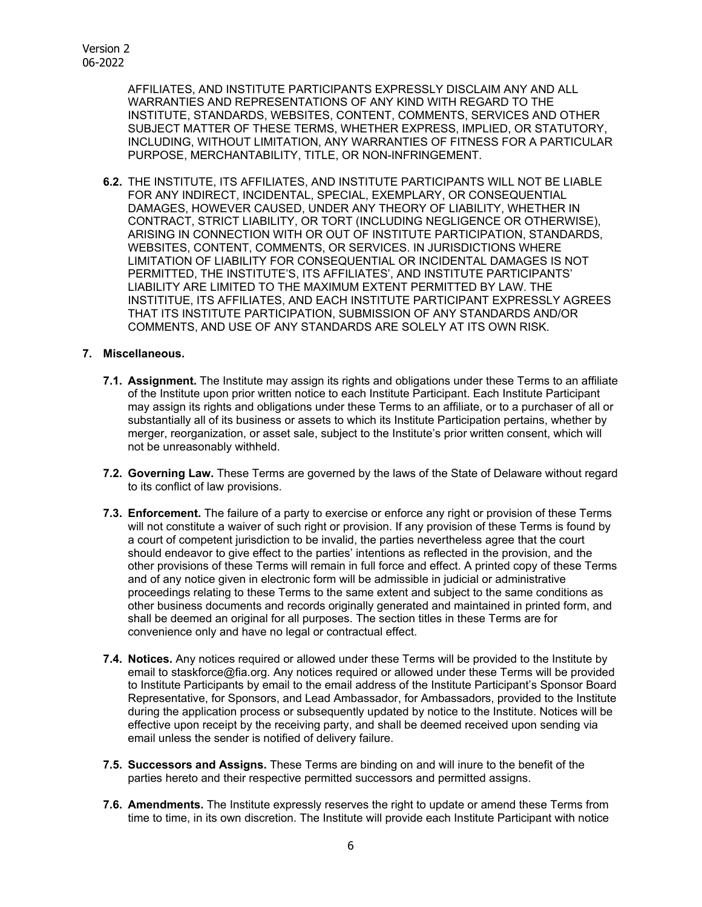AFFILIATES, AND INSTITUTE PARTICIPANTS EXPRESSLY DISCLAIM ANY AND ALL WARRANTIES AND REPRESENTATIONS OF ANY KIND WITH REGARD TO THE INSTITUTE, STANDARDS, WEBSITES, CONTENT, COMMENTS, SERVICES AND OTHER SUBJECT MATTER OF THESE TERMS, WHETHER EXPRESS, IMPLIED, OR STATUTORY, INCLUDING, WITHOUT LIMITATION, ANY WARRANTIES OF FITNESS FOR A PARTICULAR PURPOSE, MERCHANTABILITY, TITLE, OR NON-INFRINGEMENT.

**6.2.** THE INSTITUTE, ITS AFFILIATES, AND INSTITUTE PARTICIPANTS WILL NOT BE LIABLE FOR ANY INDIRECT, INCIDENTAL, SPECIAL, EXEMPLARY, OR CONSEQUENTIAL DAMAGES, HOWEVER CAUSED, UNDER ANY THEORY OF LIABILITY, WHETHER IN CONTRACT, STRICT LIABILITY, OR TORT (INCLUDING NEGLIGENCE OR OTHERWISE), ARISING IN CONNECTION WITH OR OUT OF INSTITUTE PARTICIPATION, STANDARDS, WEBSITES, CONTENT, COMMENTS, OR SERVICES. IN JURISDICTIONS WHERE LIMITATION OF LIABILITY FOR CONSEQUENTIAL OR INCIDENTAL DAMAGES IS NOT PERMITTED, THE INSTITUTE'S, ITS AFFILIATES', AND INSTITUTE PARTICIPANTS' LIABILITY ARE LIMITED TO THE MAXIMUM EXTENT PERMITTED BY LAW. THE INSTITITUE, ITS AFFILIATES, AND EACH INSTITUTE PARTICIPANT EXPRESSLY AGREES THAT ITS INSTITUTE PARTICIPATION, SUBMISSION OF ANY STANDARDS AND/OR COMMENTS, AND USE OF ANY STANDARDS ARE SOLELY AT ITS OWN RISK.

**7. Miscellaneous.**

**7.1. Assignment.** The Institute may assign its rights and obligations under these Terms to an affiliate of the Institute upon prior written notice to each Institute Participant. Each Institute Participant may assign its rights and obligations under these Terms to an affiliate, or to a purchaser of all or substantially all of its business or assets to which its Institute Participation pertains, whether by merger, reorganization, or asset sale, subject to the Institute's prior written consent, which will not be unreasonably withheld.

**7.2. Governing Law.** These Terms are governed by the laws of the State of Delaware without regard to its conflict of law provisions.

**7.3. Enforcement.** The failure of a party to exercise or enforce any right or provision of these Terms will not constitute a waiver of such right or provision. If any provision of these Terms is found by a court of competent jurisdiction to be invalid, the parties nevertheless agree that the court should endeavor to give effect to the parties' intentions as reflected in the provision, and the other provisions of these Terms will remain in full force and effect. A printed copy of these Terms and of any notice given in electronic form will be admissible in judicial or administrative proceedings relating to these Terms to the same extent and subject to the same conditions as other business documents and records originally generated and maintained in printed form, and shall be deemed an original for all purposes. The section titles in these Terms are for convenience only and have no legal or contractual effect.

**7.4. Notices.** Any notices required or allowed under these Terms will be provided to the Institute by email to staskforce@fia.org. Any notices required or allowed under these Terms will be provided to Institute Participants by email to the email address of the Institute Participant's Sponsor Board Representative, for Sponsors, and Lead Ambassador, for Ambassadors, provided to the Institute during the application process or subsequently updated by notice to the Institute. Notices will be effective upon receipt by the receiving party, and shall be deemed received upon sending via email unless the sender is notified of delivery failure.

**7.5. Successors and Assigns.** These Terms are binding on and will inure to the benefit of the parties hereto and their respective permitted successors and permitted assigns.

**7.6. Amendments.** The Institute expressly reserves the right to update or amend these Terms from time to time, in its own discretion. The Institute will provide each Institute Participant with notice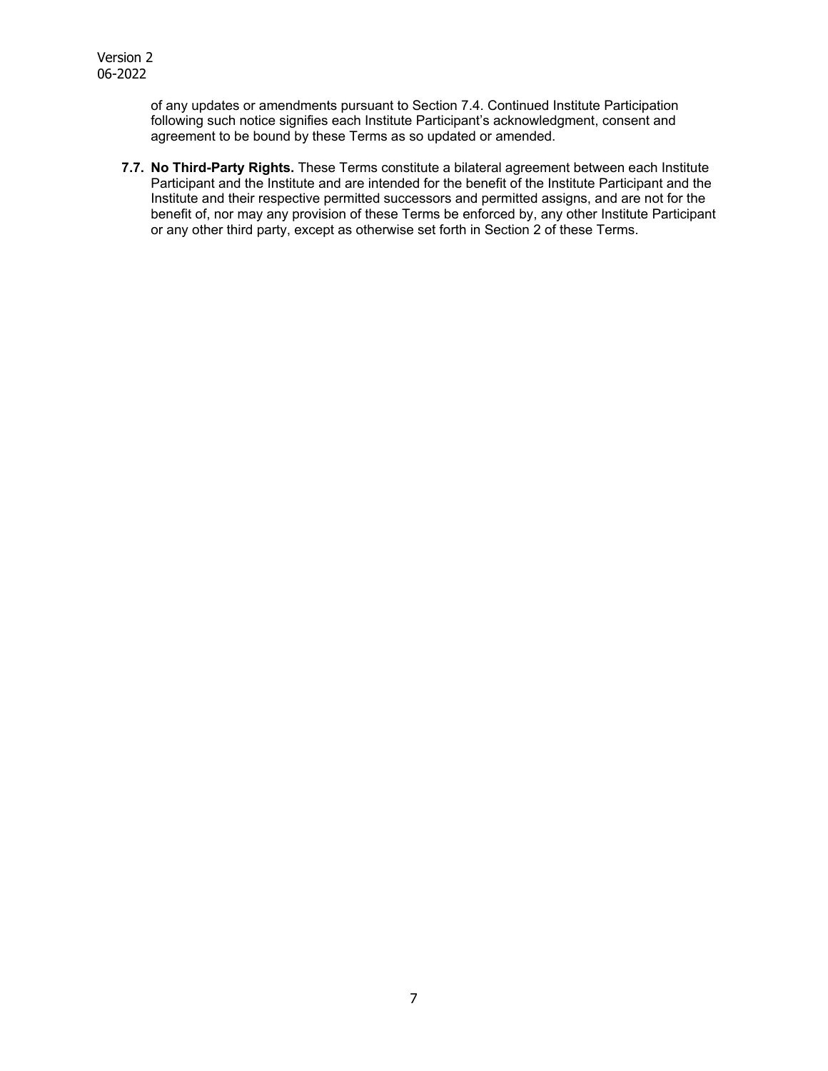of any updates or amendments pursuant to Section 7.4. Continued Institute Participation following such notice signifies each Institute Participant's acknowledgment, consent and agreement to be bound by these Terms as so updated or amended.

**7.7. No Third-Party Rights.** These Terms constitute a bilateral agreement between each Institute Participant and the Institute and are intended for the benefit of the Institute Participant and the Institute and their respective permitted successors and permitted assigns, and are not for the benefit of, nor may any provision of these Terms be enforced by, any other Institute Participant or any other third party, except as otherwise set forth in Section 2 of these Terms.